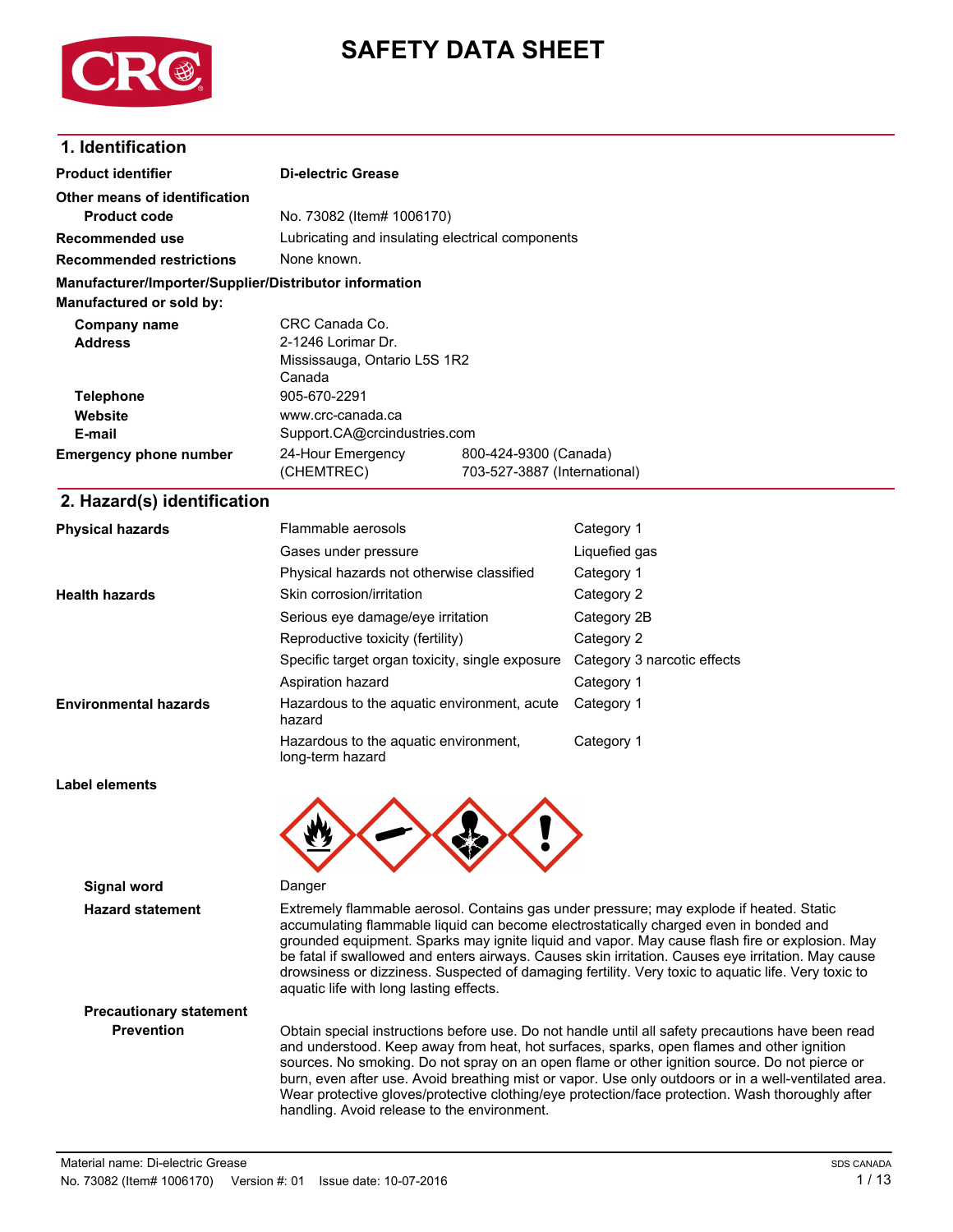# SAFETY DATA SHEET

## 1. Identification

| | |
|---|---|
| **Product identifier** | **Di-electric Grease** |
| **Other means of identification** | |
| **Product code** | No. 73082 (Item# 1006170) |
| **Recommended use** | Lubricating and insulating electrical components |
| **Recommended restrictions** | None known. |

**Manufacturer/Importer/Supplier/Distributor information**

**Manufactured or sold by:**

| | |
|---|---|
| **Company name** | CRC Canada Co. |
| **Address** | 2-1246 Lorimar Dr.<br>Mississauga, Ontario L5S 1R2<br>Canada |
| **Telephone** | 905-670-2291 |
| **Website** | www.crc-canada.ca |
| **E-mail** | Support.CA@crcindustries.com |
| **Emergency phone number** | 24-Hour Emergency (CHEMTREC) 800-424-9300 (Canada)<br>703-527-3887 (International) |

## 2. Hazard(s) identification

| | | |
|---|---|---|
| **Physical hazards** | Flammable aerosols | Category 1 |
| | Gases under pressure | Liquefied gas |
| | Physical hazards not otherwise classified | Category 1 |
| **Health hazards** | Skin corrosion/irritation | Category 2 |
| | Serious eye damage/eye irritation | Category 2B |
| | Reproductive toxicity (fertility) | Category 2 |
| | Specific target organ toxicity, single exposure | Category 3 narcotic effects |
| | Aspiration hazard | Category 1 |
| **Environmental hazards** | Hazardous to the aquatic environment, acute hazard | Category 1 |
| | Hazardous to the aquatic environment, long-term hazard | Category 1 |

**Label elements**

**Signal word** Danger

**Hazard statement** Extremely flammable aerosol. Contains gas under pressure; may explode if heated. Static accumulating flammable liquid can become electrostatically charged even in bonded and grounded equipment. Sparks may ignite liquid and vapor. May cause flash fire or explosion. May be fatal if swallowed and enters airways. Causes skin irritation. Causes eye irritation. May cause drowsiness or dizziness. Suspected of damaging fertility. Very toxic to aquatic life. Very toxic to aquatic life with long lasting effects.

**Precautionary statement**

**Prevention** Obtain special instructions before use. Do not handle until all safety precautions have been read and understood. Keep away from heat, hot surfaces, sparks, open flames and other ignition sources. No smoking. Do not spray on an open flame or other ignition source. Do not pierce or burn, even after use. Avoid breathing mist or vapor. Use only outdoors or in a well-ventilated area. Wear protective gloves/protective clothing/eye protection/face protection. Wash thoroughly after handling. Avoid release to the environment.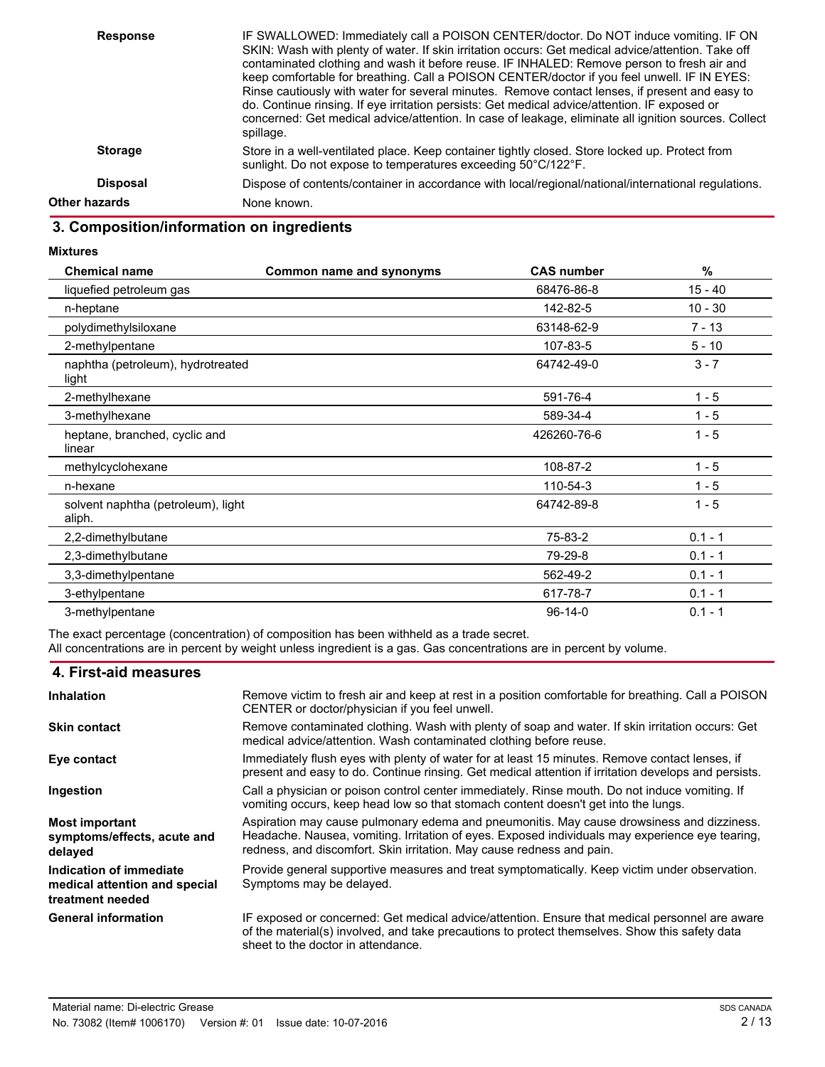**Response** IF SWALLOWED: Immediately call a POISON CENTER/doctor. Do NOT induce vomiting. IF ON SKIN: Wash with plenty of water. If skin irritation occurs: Get medical advice/attention. Take off contaminated clothing and wash it before reuse. IF INHALED: Remove person to fresh air and keep comfortable for breathing. Call a POISON CENTER/doctor if you feel unwell. IF IN EYES: Rinse cautiously with water for several minutes. Remove contact lenses, if present and easy to do. Continue rinsing. If eye irritation persists: Get medical advice/attention. IF exposed or concerned: Get medical advice/attention. In case of leakage, eliminate all ignition sources. Collect spillage.

**Storage** Store in a well-ventilated place. Keep container tightly closed. Store locked up. Protect from sunlight. Do not expose to temperatures exceeding 50°C/122°F.

**Disposal** Dispose of contents/container in accordance with local/regional/national/international regulations.

**Other hazards** None known.

## 3. Composition/information on ingredients

**Mixtures**

| Chemical name | Common name and synonyms | CAS number | % |
|---|---|---|---|
| liquefied petroleum gas | | 68476-86-8 | 15 - 40 |
| n-heptane | | 142-82-5 | 10 - 30 |
| polydimethylsiloxane | | 63148-62-9 | 7 - 13 |
| 2-methylpentane | | 107-83-5 | 5 - 10 |
| naphtha (petroleum), hydrotreated light | | 64742-49-0 | 3 - 7 |
| 2-methylhexane | | 591-76-4 | 1 - 5 |
| 3-methylhexane | | 589-34-4 | 1 - 5 |
| heptane, branched, cyclic and linear | | 426260-76-6 | 1 - 5 |
| methylcyclohexane | | 108-87-2 | 1 - 5 |
| n-hexane | | 110-54-3 | 1 - 5 |
| solvent naphtha (petroleum), light aliph. | | 64742-89-8 | 1 - 5 |
| 2,2-dimethylbutane | | 75-83-2 | 0.1 - 1 |
| 2,3-dimethylbutane | | 79-29-8 | 0.1 - 1 |
| 3,3-dimethylpentane | | 562-49-2 | 0.1 - 1 |
| 3-ethylpentane | | 617-78-7 | 0.1 - 1 |
| 3-methylpentane | | 96-14-0 | 0.1 - 1 |

The exact percentage (concentration) of composition has been withheld as a trade secret.
All concentrations are in percent by weight unless ingredient is a gas. Gas concentrations are in percent by volume.

## 4. First-aid measures

**Inhalation** Remove victim to fresh air and keep at rest in a position comfortable for breathing. Call a POISON CENTER or doctor/physician if you feel unwell.

**Skin contact** Remove contaminated clothing. Wash with plenty of soap and water. If skin irritation occurs: Get medical advice/attention. Wash contaminated clothing before reuse.

**Eye contact** Immediately flush eyes with plenty of water for at least 15 minutes. Remove contact lenses, if present and easy to do. Continue rinsing. Get medical attention if irritation develops and persists.

**Ingestion** Call a physician or poison control center immediately. Rinse mouth. Do not induce vomiting. If vomiting occurs, keep head low so that stomach content doesn't get into the lungs.

**Most important symptoms/effects, acute and delayed** Aspiration may cause pulmonary edema and pneumonitis. May cause drowsiness and dizziness. Headache. Nausea, vomiting. Irritation of eyes. Exposed individuals may experience eye tearing, redness, and discomfort. Skin irritation. May cause redness and pain.

**Indication of immediate medical attention and special treatment needed** Provide general supportive measures and treat symptomatically. Keep victim under observation. Symptoms may be delayed.

**General information** IF exposed or concerned: Get medical advice/attention. Ensure that medical personnel are aware of the material(s) involved, and take precautions to protect themselves. Show this safety data sheet to the doctor in attendance.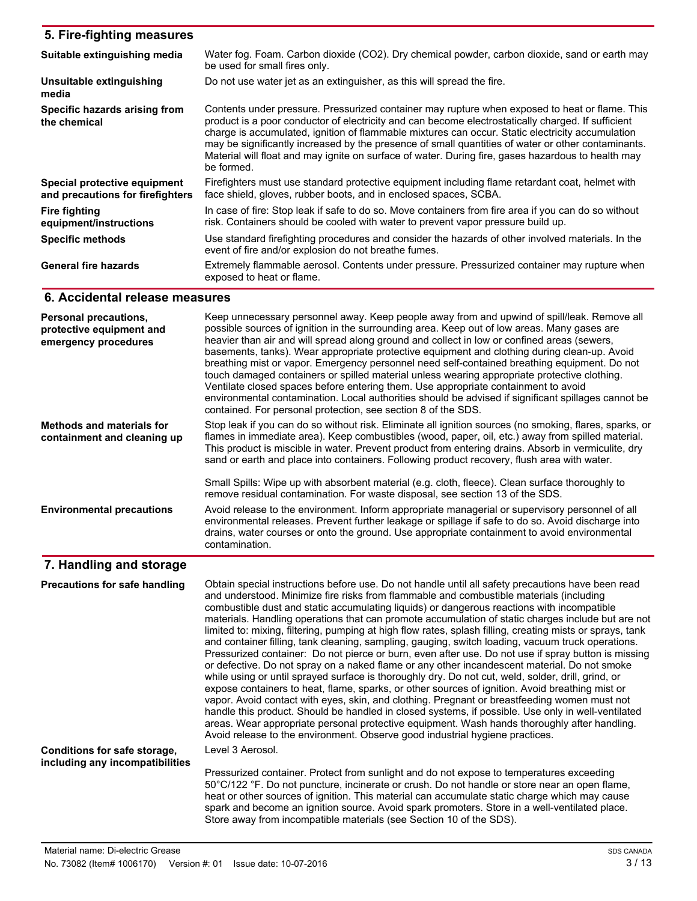## 5. Fire-fighting measures

| | |
|---|---|
| **Suitable extinguishing media** | Water fog. Foam. Carbon dioxide ($CO_2$). Dry chemical powder, carbon dioxide, sand or earth may be used for small fires only. |
| **Unsuitable extinguishing media** | Do not use water jet as an extinguisher, as this will spread the fire. |
| **Specific hazards arising from the chemical** | Contents under pressure. Pressurized container may rupture when exposed to heat or flame. This product is a poor conductor of electricity and can become electrostatically charged. If sufficient charge is accumulated, ignition of flammable mixtures can occur. Static electricity accumulation may be significantly increased by the presence of small quantities of water or other contaminants. Material will float and may ignite on surface of water. During fire, gases hazardous to health may be formed. |
| **Special protective equipment and precautions for firefighters** | Firefighters must use standard protective equipment including flame retardant coat, helmet with face shield, gloves, rubber boots, and in enclosed spaces, SCBA. |
| **Fire fighting equipment/instructions** | In case of fire: Stop leak if safe to do so. Move containers from fire area if you can do so without risk. Containers should be cooled with water to prevent vapor pressure build up. |
| **Specific methods** | Use standard firefighting procedures and consider the hazards of other involved materials. In the event of fire and/or explosion do not breathe fumes. |
| **General fire hazards** | Extremely flammable aerosol. Contents under pressure. Pressurized container may rupture when exposed to heat or flame. |

## 6. Accidental release measures

| | |
|---|---|
| **Personal precautions, protective equipment and emergency procedures** | Keep unnecessary personnel away. Keep people away from and upwind of spill/leak. Remove all possible sources of ignition in the surrounding area. Keep out of low areas. Many gases are heavier than air and will spread along ground and collect in low or confined areas (sewers, basements, tanks). Wear appropriate protective equipment and clothing during clean-up. Avoid breathing mist or vapor. Emergency personnel need self-contained breathing equipment. Do not touch damaged containers or spilled material unless wearing appropriate protective clothing. Ventilate closed spaces before entering them. Use appropriate containment to avoid environmental contamination. Local authorities should be advised if significant spillages cannot be contained. For personal protection, see section 8 of the SDS. |
| **Methods and materials for containment and cleaning up** | Stop leak if you can do so without risk. Eliminate all ignition sources (no smoking, flares, sparks, or flames in immediate area). Keep combustibles (wood, paper, oil, etc.) away from spilled material. This product is miscible in water. Prevent product from entering drains. Absorb in vermiculite, dry sand or earth and place into containers. Following product recovery, flush area with water.<br><br>Small Spills: Wipe up with absorbent material (e.g. cloth, fleece). Clean surface thoroughly to remove residual contamination. For waste disposal, see section 13 of the SDS. |
| **Environmental precautions** | Avoid release to the environment. Inform appropriate managerial or supervisory personnel of all environmental releases. Prevent further leakage or spillage if safe to do so. Avoid discharge into drains, water courses or onto the ground. Use appropriate containment to avoid environmental contamination. |

## 7. Handling and storage

| | |
|---|---|
| **Precautions for safe handling** | Obtain special instructions before use. Do not handle until all safety precautions have been read and understood. Minimize fire risks from flammable and combustible materials (including combustible dust and static accumulating liquids) or dangerous reactions with incompatible materials. Handling operations that can promote accumulation of static charges include but are not limited to: mixing, filtering, pumping at high flow rates, splash filling, creating mists or sprays, tank and container filling, tank cleaning, sampling, gauging, switch loading, vacuum truck operations. Pressurized container: Do not pierce or burn, even after use. Do not use if spray button is missing or defective. Do not spray on a naked flame or any other incandescent material. Do not smoke while using or until sprayed surface is thoroughly dry. Do not cut, weld, solder, drill, grind, or expose containers to heat, flame, sparks, or other sources of ignition. Avoid breathing mist or vapor. Avoid contact with eyes, skin, and clothing. Pregnant or breastfeeding women must not handle this product. Should be handled in closed systems, if possible. Use only in well-ventilated areas. Wear appropriate personal protective equipment. Wash hands thoroughly after handling. Avoid release to the environment. Observe good industrial hygiene practices. |
| **Conditions for safe storage, including any incompatibilities** | Level 3 Aerosol.<br><br>Pressurized container. Protect from sunlight and do not expose to temperatures exceeding 50°C/122 °F. Do not puncture, incinerate or crush. Do not handle or store near an open flame, heat or other sources of ignition. This material can accumulate static charge which may cause spark and become an ignition source. Avoid spark promoters. Store in a well-ventilated place. Store away from incompatible materials (see Section 10 of the SDS). |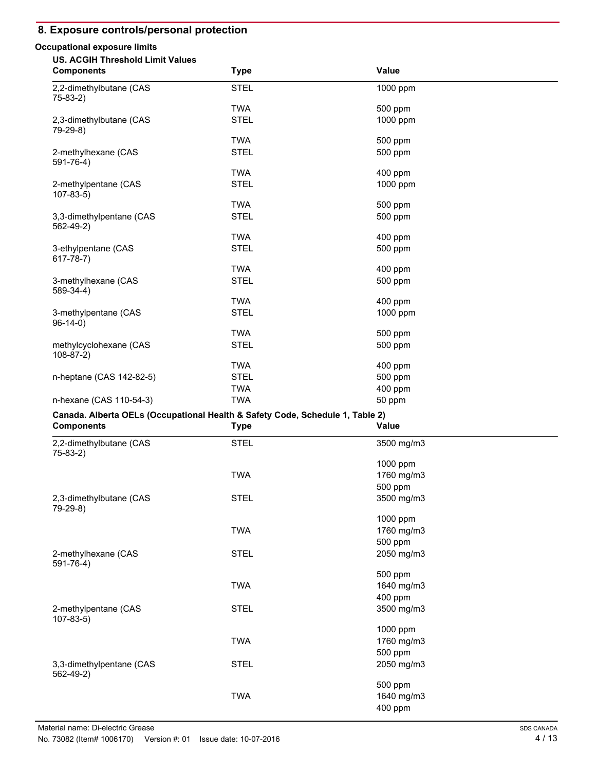## 8. Exposure controls/personal protection

**Occupational exposure limits**

**US. ACGIH Threshold Limit Values**

| Components | Type | Value |
|---|---|---|
| 2,2-dimethylbutane (CAS 75-83-2) | STEL | 1000 ppm |
| | TWA | 500 ppm |
| 2,3-dimethylbutane (CAS 79-29-8) | STEL | 1000 ppm |
| | TWA | 500 ppm |
| 2-methylhexane (CAS 591-76-4) | STEL | 500 ppm |
| | TWA | 400 ppm |
| 2-methylpentane (CAS 107-83-5) | STEL | 1000 ppm |
| | TWA | 500 ppm |
| 3,3-dimethylpentane (CAS 562-49-2) | STEL | 500 ppm |
| | TWA | 400 ppm |
| 3-ethylpentane (CAS 617-78-7) | STEL | 500 ppm |
| | TWA | 400 ppm |
| 3-methylhexane (CAS 589-34-4) | STEL | 500 ppm |
| | TWA | 400 ppm |
| 3-methylpentane (CAS 96-14-0) | STEL | 1000 ppm |
| | TWA | 500 ppm |
| methylcyclohexane (CAS 108-87-2) | STEL | 500 ppm |
| | TWA | 400 ppm |
| n-heptane (CAS 142-82-5) | STEL | 500 ppm |
| | TWA | 400 ppm |
| n-hexane (CAS 110-54-3) | TWA | 50 ppm |

**Canada. Alberta OELs (Occupational Health & Safety Code, Schedule 1, Table 2)**

| Components | Type | Value |
|---|---|---|
| 2,2-dimethylbutane (CAS 75-83-2) | STEL | 3500 mg/m3 |
| | | 1000 ppm |
| | TWA | 1760 mg/m3 |
| | | 500 ppm |
| 2,3-dimethylbutane (CAS 79-29-8) | STEL | 3500 mg/m3 |
| | | 1000 ppm |
| | TWA | 1760 mg/m3 |
| | | 500 ppm |
| 2-methylhexane (CAS 591-76-4) | STEL | 2050 mg/m3 |
| | | 500 ppm |
| | TWA | 1640 mg/m3 |
| | | 400 ppm |
| 2-methylpentane (CAS 107-83-5) | STEL | 3500 mg/m3 |
| | | 1000 ppm |
| | TWA | 1760 mg/m3 |
| | | 500 ppm |
| 3,3-dimethylpentane (CAS 562-49-2) | STEL | 2050 mg/m3 |
| | | 500 ppm |
| | TWA | 1640 mg/m3 |
| | | 400 ppm |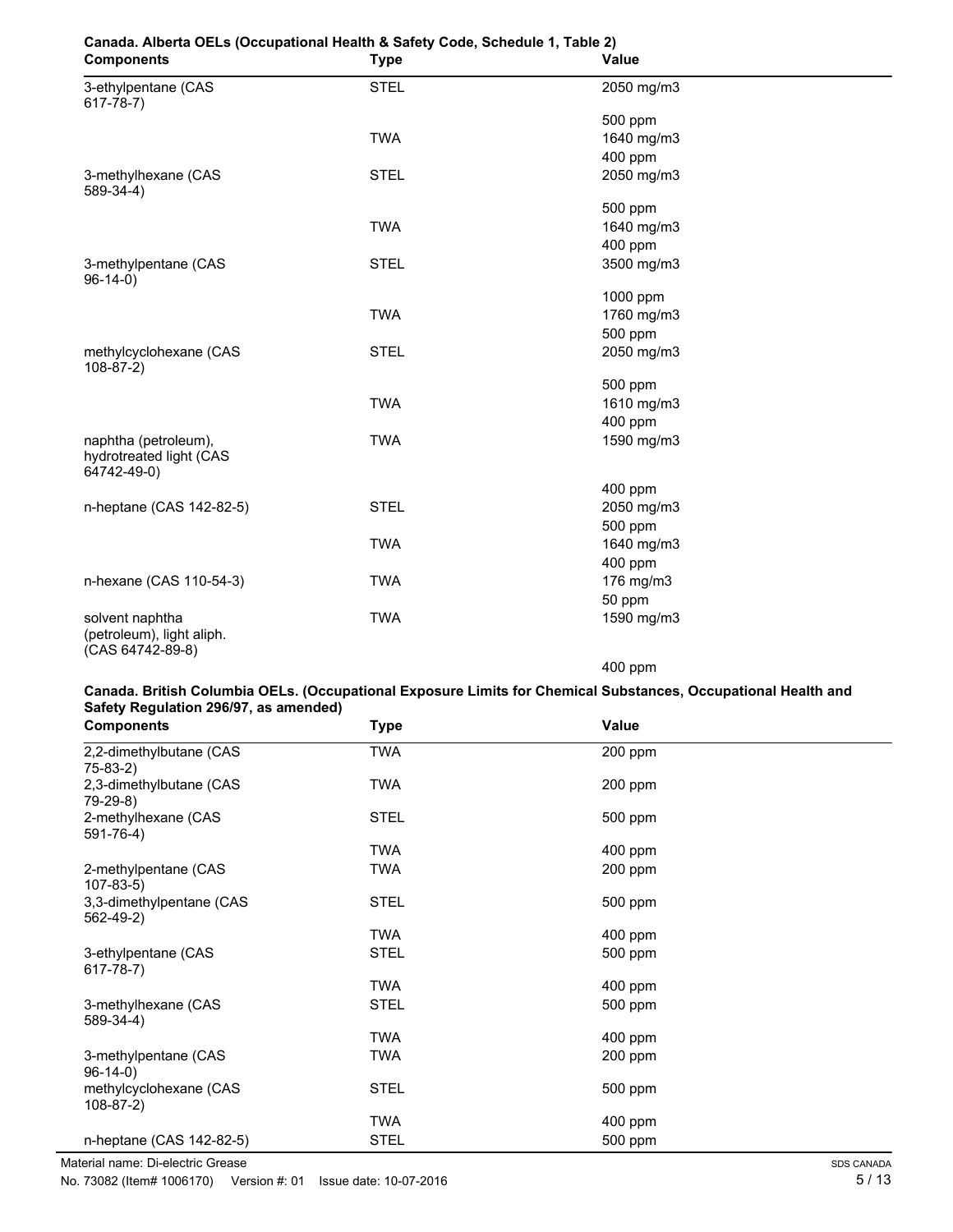**Canada. Alberta OELs (Occupational Health & Safety Code, Schedule 1, Table 2)**

| Components | Type | Value |
|---|---|---|
| 3-ethylpentane (CAS 617-78-7) | STEL | 2050 mg/m3 |
| | | 500 ppm |
| | TWA | 1640 mg/m3 |
| | | 400 ppm |
| 3-methylhexane (CAS 589-34-4) | STEL | 2050 mg/m3 |
| | | 500 ppm |
| | TWA | 1640 mg/m3 |
| | | 400 ppm |
| 3-methylpentane (CAS 96-14-0) | STEL | 3500 mg/m3 |
| | | 1000 ppm |
| | TWA | 1760 mg/m3 |
| | | 500 ppm |
| methylcyclohexane (CAS 108-87-2) | STEL | 2050 mg/m3 |
| | | 500 ppm |
| | TWA | 1610 mg/m3 |
| | | 400 ppm |
| naphtha (petroleum), hydrotreated light (CAS 64742-49-0) | TWA | 1590 mg/m3 |
| | | 400 ppm |
| n-heptane (CAS 142-82-5) | STEL | 2050 mg/m3 |
| | | 500 ppm |
| | TWA | 1640 mg/m3 |
| | | 400 ppm |
| n-hexane (CAS 110-54-3) | TWA | 176 mg/m3 |
| | | 50 ppm |
| solvent naphtha (petroleum), light aliph. (CAS 64742-89-8) | TWA | 1590 mg/m3 |
| | | 400 ppm |

**Canada. British Columbia OELs. (Occupational Exposure Limits for Chemical Substances, Occupational Health and Safety Regulation 296/97, as amended)**

| Components | Type | Value |
|---|---|---|
| 2,2-dimethylbutane (CAS 75-83-2) | TWA | 200 ppm |
| 2,3-dimethylbutane (CAS 79-29-8) | TWA | 200 ppm |
| 2-methylhexane (CAS 591-76-4) | STEL | 500 ppm |
| | TWA | 400 ppm |
| 2-methylpentane (CAS 107-83-5) | TWA | 200 ppm |
| 3,3-dimethylpentane (CAS 562-49-2) | STEL | 500 ppm |
| | TWA | 400 ppm |
| 3-ethylpentane (CAS 617-78-7) | STEL | 500 ppm |
| | TWA | 400 ppm |
| 3-methylhexane (CAS 589-34-4) | STEL | 500 ppm |
| | TWA | 400 ppm |
| 3-methylpentane (CAS 96-14-0) | TWA | 200 ppm |
| methylcyclohexane (CAS 108-87-2) | STEL | 500 ppm |
| | TWA | 400 ppm |
| n-heptane (CAS 142-82-5) | STEL | 500 ppm |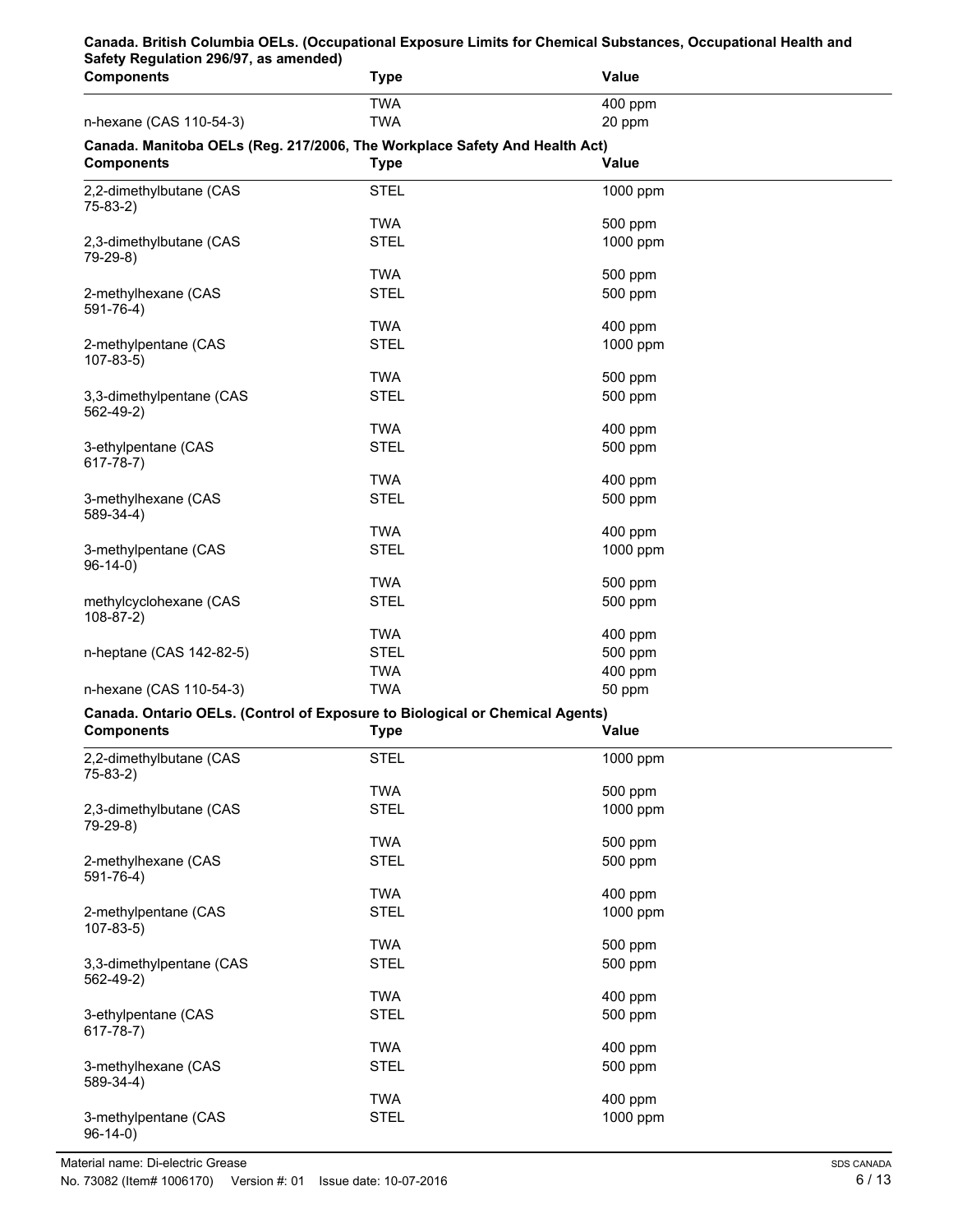**Canada. British Columbia OELs. (Occupational Exposure Limits for Chemical Substances, Occupational Health and Safety Regulation 296/97, as amended)**

| Components | Type | Value |
|---|---|---|
| | TWA | 400 ppm |
| n-hexane (CAS 110-54-3) | TWA | 20 ppm |

**Canada. Manitoba OELs (Reg. 217/2006, The Workplace Safety And Health Act)**

| Components | Type | Value |
|---|---|---|
| 2,2-dimethylbutane (CAS 75-83-2) | STEL | 1000 ppm |
| | TWA | 500 ppm |
| 2,3-dimethylbutane (CAS 79-29-8) | STEL | 1000 ppm |
| | TWA | 500 ppm |
| 2-methylhexane (CAS 591-76-4) | STEL | 500 ppm |
| | TWA | 400 ppm |
| 2-methylpentane (CAS 107-83-5) | STEL | 1000 ppm |
| | TWA | 500 ppm |
| 3,3-dimethylpentane (CAS 562-49-2) | STEL | 500 ppm |
| | TWA | 400 ppm |
| 3-ethylpentane (CAS 617-78-7) | STEL | 500 ppm |
| | TWA | 400 ppm |
| 3-methylhexane (CAS 589-34-4) | STEL | 500 ppm |
| | TWA | 400 ppm |
| 3-methylpentane (CAS 96-14-0) | STEL | 1000 ppm |
| | TWA | 500 ppm |
| methylcyclohexane (CAS 108-87-2) | STEL | 500 ppm |
| | TWA | 400 ppm |
| n-heptane (CAS 142-82-5) | STEL | 500 ppm |
| | TWA | 400 ppm |
| n-hexane (CAS 110-54-3) | TWA | 50 ppm |

**Canada. Ontario OELs. (Control of Exposure to Biological or Chemical Agents)**

| Components | Type | Value |
|---|---|---|
| 2,2-dimethylbutane (CAS 75-83-2) | STEL | 1000 ppm |
| | TWA | 500 ppm |
| 2,3-dimethylbutane (CAS 79-29-8) | STEL | 1000 ppm |
| | TWA | 500 ppm |
| 2-methylhexane (CAS 591-76-4) | STEL | 500 ppm |
| | TWA | 400 ppm |
| 2-methylpentane (CAS 107-83-5) | STEL | 1000 ppm |
| | TWA | 500 ppm |
| 3,3-dimethylpentane (CAS 562-49-2) | STEL | 500 ppm |
| | TWA | 400 ppm |
| 3-ethylpentane (CAS 617-78-7) | STEL | 500 ppm |
| | TWA | 400 ppm |
| 3-methylhexane (CAS 589-34-4) | STEL | 500 ppm |
| | TWA | 400 ppm |
| 3-methylpentane (CAS 96-14-0) | STEL | 1000 ppm |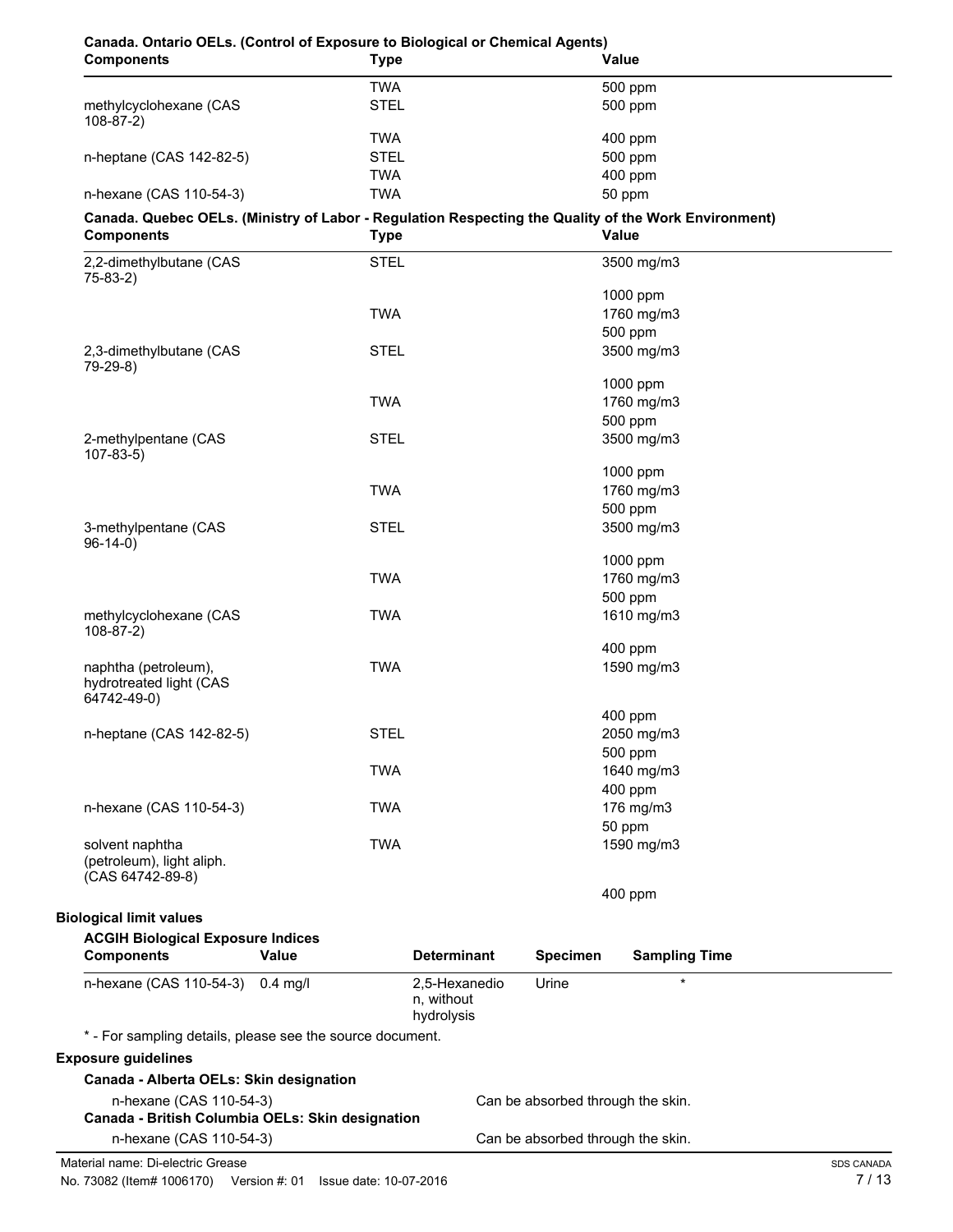**Canada. Ontario OELs. (Control of Exposure to Biological or Chemical Agents)**

| Components | Type | Value |
|---|---|---|
| | TWA | 500 ppm |
| methylcyclohexane (CAS 108-87-2) | STEL | 500 ppm |
| | TWA | 400 ppm |
| n-heptane (CAS 142-82-5) | STEL | 500 ppm |
| | TWA | 400 ppm |
| n-hexane (CAS 110-54-3) | TWA | 50 ppm |

**Canada. Quebec OELs. (Ministry of Labor - Regulation Respecting the Quality of the Work Environment)**

| Components | Type | Value |
|---|---|---|
| 2,2-dimethylbutane (CAS 75-83-2) | STEL | 3500 mg/m3 |
| | | 1000 ppm |
| | TWA | 1760 mg/m3 |
| | | 500 ppm |
| 2,3-dimethylbutane (CAS 79-29-8) | STEL | 3500 mg/m3 |
| | | 1000 ppm |
| | TWA | 1760 mg/m3 |
| | | 500 ppm |
| 2-methylpentane (CAS 107-83-5) | STEL | 3500 mg/m3 |
| | | 1000 ppm |
| | TWA | 1760 mg/m3 |
| | | 500 ppm |
| 3-methylpentane (CAS 96-14-0) | STEL | 3500 mg/m3 |
| | | 1000 ppm |
| | TWA | 1760 mg/m3 |
| | | 500 ppm |
| methylcyclohexane (CAS 108-87-2) | TWA | 1610 mg/m3 |
| | | 400 ppm |
| naphtha (petroleum), hydrotreated light (CAS 64742-49-0) | TWA | 1590 mg/m3 |
| | | 400 ppm |
| n-heptane (CAS 142-82-5) | STEL | 2050 mg/m3 |
| | | 500 ppm |
| | TWA | 1640 mg/m3 |
| | | 400 ppm |
| n-hexane (CAS 110-54-3) | TWA | 176 mg/m3 |
| | | 50 ppm |
| solvent naphtha (petroleum), light aliph. (CAS 64742-89-8) | TWA | 1590 mg/m3 |
| | | 400 ppm |

**Biological limit values**

**ACGIH Biological Exposure Indices**

| Components | Value | Determinant | Specimen | Sampling Time |
|---|---|---|---|---|
| n-hexane (CAS 110-54-3) | 0.4 mg/l | 2,5-Hexanedion, without hydrolysis | Urine | * |

* - For sampling details, please see the source document.

**Exposure guidelines**

**Canada - Alberta OELs: Skin designation**

n-hexane (CAS 110-54-3) — Can be absorbed through the skin.

**Canada - British Columbia OELs: Skin designation**

n-hexane (CAS 110-54-3) — Can be absorbed through the skin.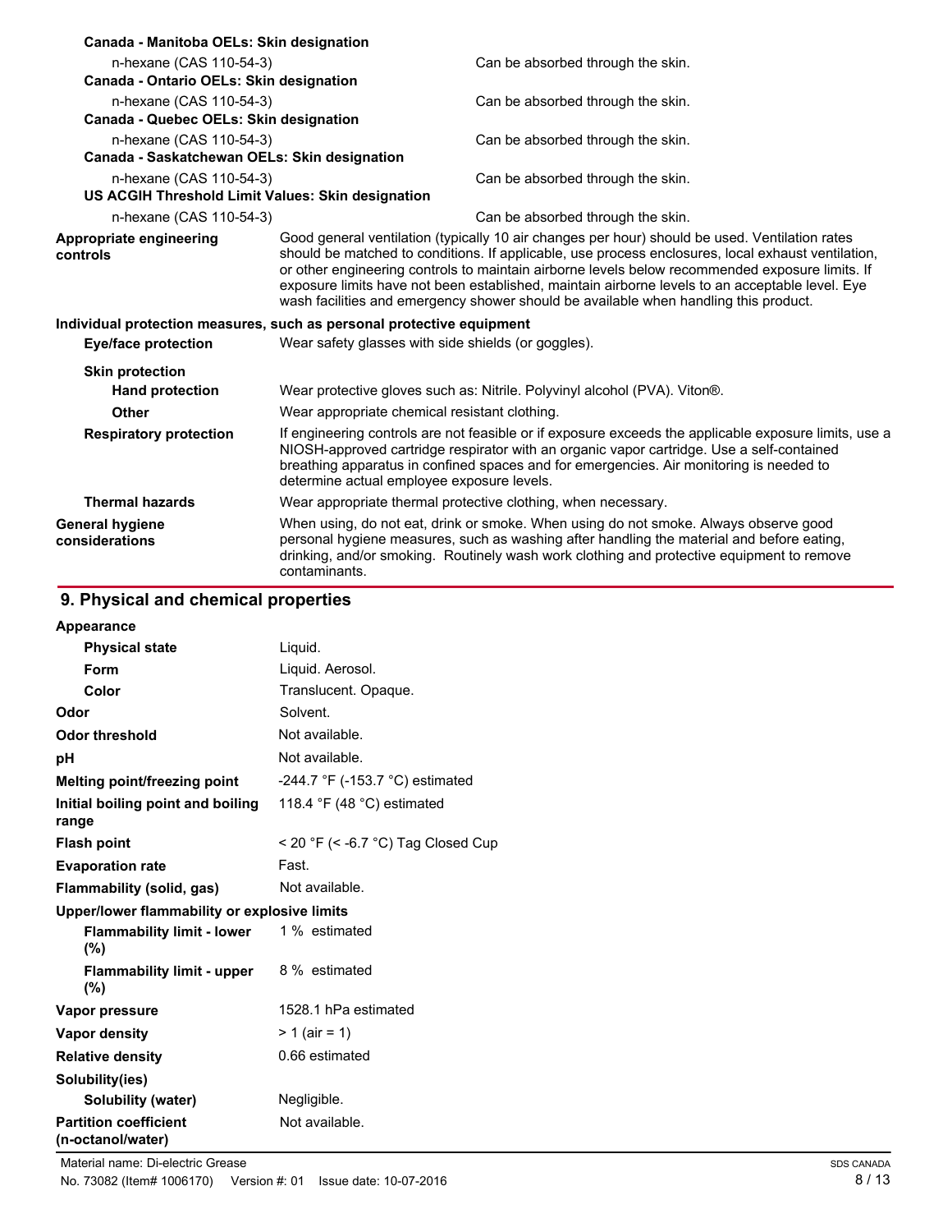**Canada - Manitoba OELs: Skin designation**

| | |
|---|---|
| n-hexane (CAS 110-54-3) | Can be absorbed through the skin. |

**Canada - Ontario OELs: Skin designation**

| | |
|---|---|
| n-hexane (CAS 110-54-3) | Can be absorbed through the skin. |

**Canada - Quebec OELs: Skin designation**

| | |
|---|---|
| n-hexane (CAS 110-54-3) | Can be absorbed through the skin. |

**Canada - Saskatchewan OELs: Skin designation**

| | |
|---|---|
| n-hexane (CAS 110-54-3) | Can be absorbed through the skin. |

**US ACGIH Threshold Limit Values: Skin designation**

| | |
|---|---|
| n-hexane (CAS 110-54-3) | Can be absorbed through the skin. |

**Appropriate engineering controls**
Good general ventilation (typically 10 air changes per hour) should be used. Ventilation rates should be matched to conditions. If applicable, use process enclosures, local exhaust ventilation, or other engineering controls to maintain airborne levels below recommended exposure limits. If exposure limits have not been established, maintain airborne levels to an acceptable level. Eye wash facilities and emergency shower should be available when handling this product.

**Individual protection measures, such as personal protective equipment**

**Eye/face protection**
Wear safety glasses with side shields (or goggles).

**Skin protection**

**Hand protection**
Wear protective gloves such as: Nitrile. Polyvinyl alcohol (PVA). Viton®.

**Other**
Wear appropriate chemical resistant clothing.

**Respiratory protection**
If engineering controls are not feasible or if exposure exceeds the applicable exposure limits, use a NIOSH-approved cartridge respirator with an organic vapor cartridge. Use a self-contained breathing apparatus in confined spaces and for emergencies. Air monitoring is needed to determine actual employee exposure levels.

**Thermal hazards**
Wear appropriate thermal protective clothing, when necessary.

**General hygiene considerations**
When using, do not eat, drink or smoke. When using do not smoke. Always observe good personal hygiene measures, such as washing after handling the material and before eating, drinking, and/or smoking. Routinely wash work clothing and protective equipment to remove contaminants.

## 9. Physical and chemical properties

| Property | Value |
|---|---|
| **Appearance** | |
| **Physical state** | Liquid. |
| **Form** | Liquid. Aerosol. |
| **Color** | Translucent. Opaque. |
| **Odor** | Solvent. |
| **Odor threshold** | Not available. |
| **pH** | Not available. |
| **Melting point/freezing point** | -244.7 °F (-153.7 °C) estimated |
| **Initial boiling point and boiling range** | 118.4 °F (48 °C) estimated |
| **Flash point** | < 20 °F (< -6.7 °C) Tag Closed Cup |
| **Evaporation rate** | Fast. |
| **Flammability (solid, gas)** | Not available. |
| **Upper/lower flammability or explosive limits** | |
| **Flammability limit - lower (%)** | 1 % estimated |
| **Flammability limit - upper (%)** | 8 % estimated |
| **Vapor pressure** | 1528.1 hPa estimated |
| **Vapor density** | > 1 (air = 1) |
| **Relative density** | 0.66 estimated |
| **Solubility(ies)** | |
| **Solubility (water)** | Negligible. |
| **Partition coefficient (n-octanol/water)** | Not available. |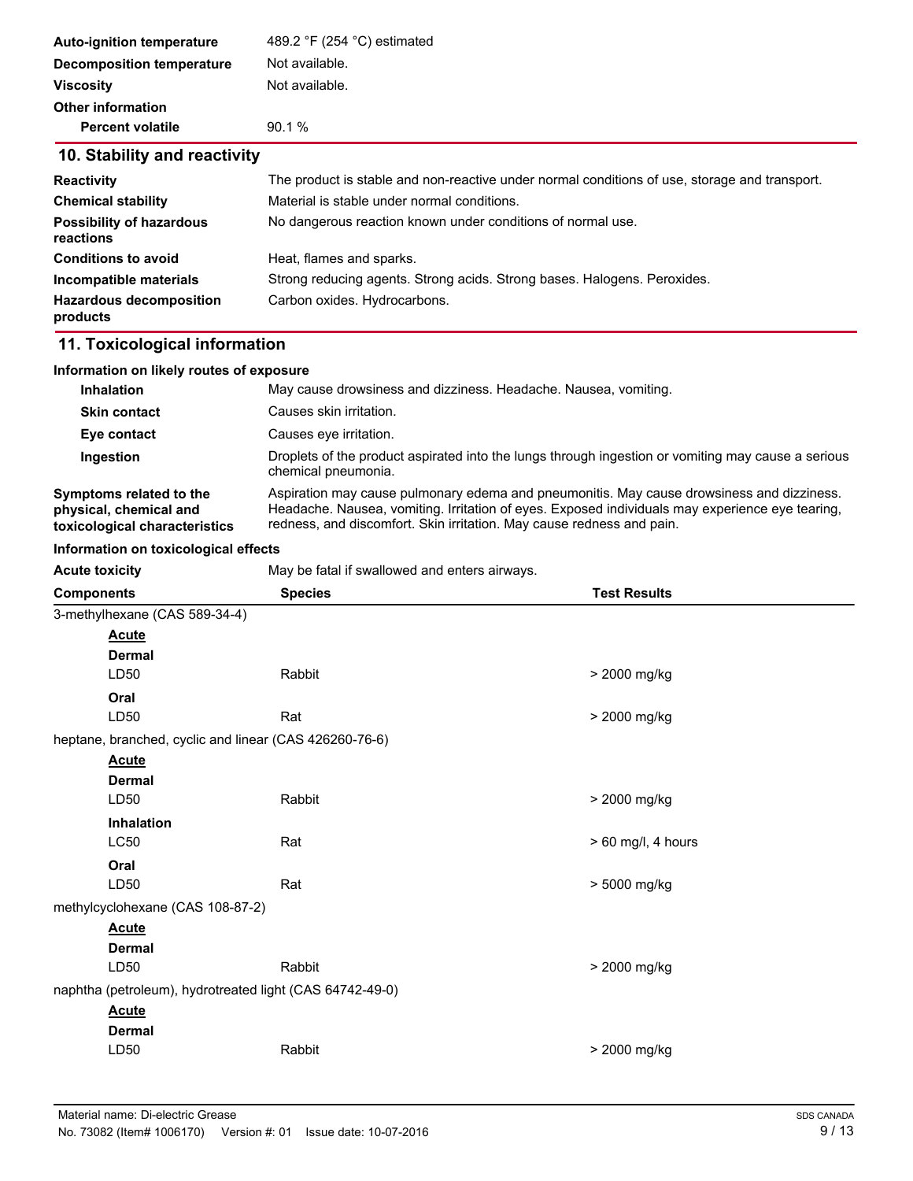| | |
|---|---|
| **Auto-ignition temperature** | 489.2 °F (254 °C) estimated |
| **Decomposition temperature** | Not available. |
| **Viscosity** | Not available. |
| **Other information** | |
| **Percent volatile** | 90.1 % |

## 10. Stability and reactivity

| | |
|---|---|
| **Reactivity** | The product is stable and non-reactive under normal conditions of use, storage and transport. |
| **Chemical stability** | Material is stable under normal conditions. |
| **Possibility of hazardous reactions** | No dangerous reaction known under conditions of normal use. |
| **Conditions to avoid** | Heat, flames and sparks. |
| **Incompatible materials** | Strong reducing agents. Strong acids. Strong bases. Halogens. Peroxides. |
| **Hazardous decomposition products** | Carbon oxides. Hydrocarbons. |

## 11. Toxicological information

**Information on likely routes of exposure**

| | |
|---|---|
| **Inhalation** | May cause drowsiness and dizziness. Headache. Nausea, vomiting. |
| **Skin contact** | Causes skin irritation. |
| **Eye contact** | Causes eye irritation. |
| **Ingestion** | Droplets of the product aspirated into the lungs through ingestion or vomiting may cause a serious chemical pneumonia. |
| **Symptoms related to the physical, chemical and toxicological characteristics** | Aspiration may cause pulmonary edema and pneumonitis. May cause drowsiness and dizziness. Headache. Nausea, vomiting. Irritation of eyes. Exposed individuals may experience eye tearing, redness, and discomfort. Skin irritation. May cause redness and pain. |

**Information on toxicological effects**

| | |
|---|---|
| **Acute toxicity** | May be fatal if swallowed and enters airways. |

| Components | Species | Test Results |
|---|---|---|
| 3-methylhexane (CAS 589-34-4) | | |
| **Acute** | | |
| **Dermal** | | |
| LD50 | Rabbit | > 2000 mg/kg |
| **Oral** | | |
| LD50 | Rat | > 2000 mg/kg |
| heptane, branched, cyclic and linear (CAS 426260-76-6) | | |
| **Acute** | | |
| **Dermal** | | |
| LD50 | Rabbit | > 2000 mg/kg |
| **Inhalation** | | |
| LC50 | Rat | > 60 mg/l, 4 hours |
| **Oral** | | |
| LD50 | Rat | > 5000 mg/kg |
| methylcyclohexane (CAS 108-87-2) | | |
| **Acute** | | |
| **Dermal** | | |
| LD50 | Rabbit | > 2000 mg/kg |
| naphtha (petroleum), hydrotreated light (CAS 64742-49-0) | | |
| **Acute** | | |
| **Dermal** | | |
| LD50 | Rabbit | > 2000 mg/kg |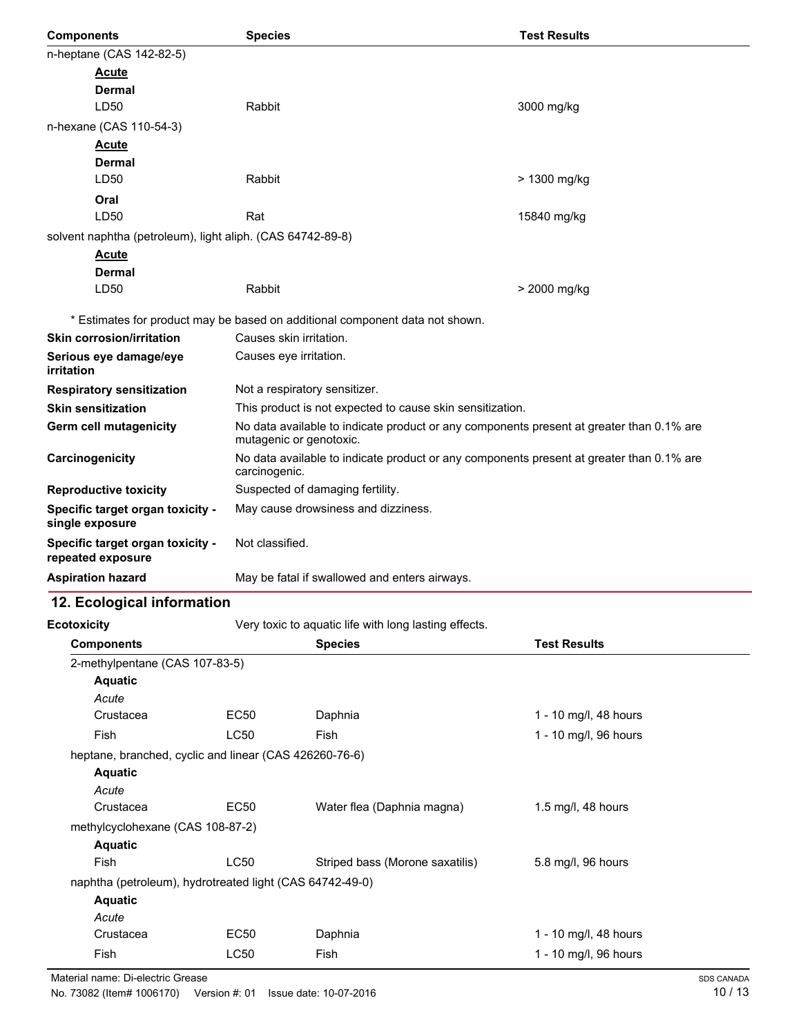| Components | Species | Test Results |
|---|---|---|
| n-heptane (CAS 142-82-5) | | |
| **Acute** | | |
| **Dermal** | | |
| LD50 | Rabbit | 3000 mg/kg |
| n-hexane (CAS 110-54-3) | | |
| **Acute** | | |
| **Dermal** | | |
| LD50 | Rabbit | > 1300 mg/kg |
| **Oral** | | |
| LD50 | Rat | 15840 mg/kg |
| solvent naphtha (petroleum), light aliph. (CAS 64742-89-8) | | |
| **Acute** | | |
| **Dermal** | | |
| LD50 | Rabbit | > 2000 mg/kg |

* Estimates for product may be based on additional component data not shown.

| | |
|---|---|
| **Skin corrosion/irritation** | Causes skin irritation. |
| **Serious eye damage/eye irritation** | Causes eye irritation. |
| **Respiratory sensitization** | Not a respiratory sensitizer. |
| **Skin sensitization** | This product is not expected to cause skin sensitization. |
| **Germ cell mutagenicity** | No data available to indicate product or any components present at greater than 0.1% are mutagenic or genotoxic. |
| **Carcinogenicity** | No data available to indicate product or any components present at greater than 0.1% are carcinogenic. |
| **Reproductive toxicity** | Suspected of damaging fertility. |
| **Specific target organ toxicity - single exposure** | May cause drowsiness and dizziness. |
| **Specific target organ toxicity - repeated exposure** | Not classified. |
| **Aspiration hazard** | May be fatal if swallowed and enters airways. |

## 12. Ecological information

**Ecotoxicity** Very toxic to aquatic life with long lasting effects.

| Components | | Species | Test Results |
|---|---|---|---|
| 2-methylpentane (CAS 107-83-5) | | | |
| **Aquatic** | | | |
| *Acute* | | | |
| Crustacea | EC50 | Daphnia | 1 - 10 mg/l, 48 hours |
| Fish | LC50 | Fish | 1 - 10 mg/l, 96 hours |
| heptane, branched, cyclic and linear (CAS 426260-76-6) | | | |
| **Aquatic** | | | |
| *Acute* | | | |
| Crustacea | EC50 | Water flea (Daphnia magna) | 1.5 mg/l, 48 hours |
| methylcyclohexane (CAS 108-87-2) | | | |
| **Aquatic** | | | |
| Fish | LC50 | Striped bass (Morone saxatilis) | 5.8 mg/l, 96 hours |
| naphtha (petroleum), hydrotreated light (CAS 64742-49-0) | | | |
| **Aquatic** | | | |
| *Acute* | | | |
| Crustacea | EC50 | Daphnia | 1 - 10 mg/l, 48 hours |
| Fish | LC50 | Fish | 1 - 10 mg/l, 96 hours |

Material name: Di-electric Grease
No. 73082 (Item# 1006170) Version #: 01 Issue date: 10-07-2016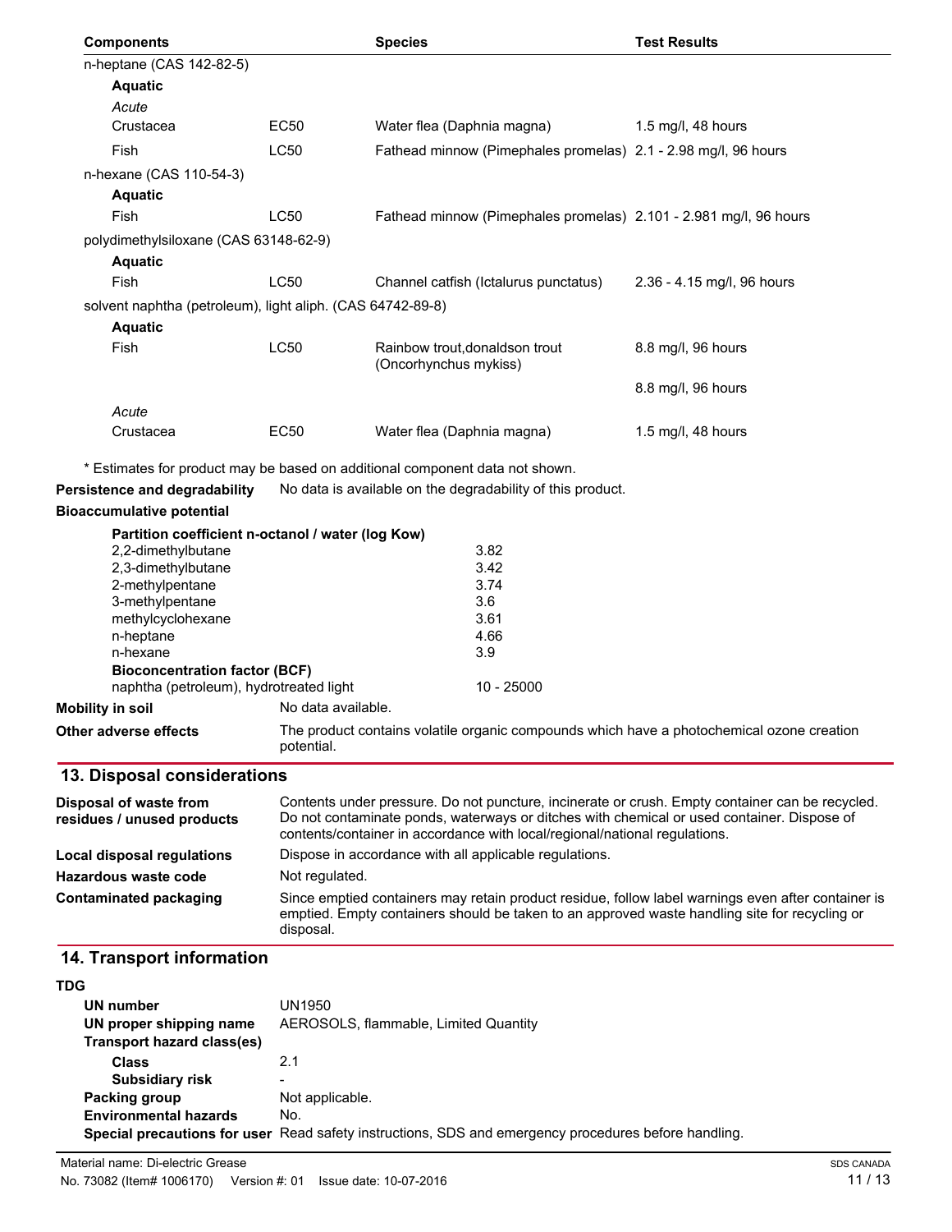| Components | | Species | Test Results |
|---|---|---|---|
| n-heptane (CAS 142-82-5) | | | |
| **Aquatic** | | | |
| *Acute* | | | |
| Crustacea | EC50 | Water flea (Daphnia magna) | 1.5 mg/l, 48 hours |
| Fish | LC50 | Fathead minnow (Pimephales promelas) | 2.1 - 2.98 mg/l, 96 hours |
| n-hexane (CAS 110-54-3) | | | |
| **Aquatic** | | | |
| Fish | LC50 | Fathead minnow (Pimephales promelas) | 2.101 - 2.981 mg/l, 96 hours |
| polydimethylsiloxane (CAS 63148-62-9) | | | |
| **Aquatic** | | | |
| Fish | LC50 | Channel catfish (Ictalurus punctatus) | 2.36 - 4.15 mg/l, 96 hours |
| solvent naphtha (petroleum), light aliph. (CAS 64742-89-8) | | | |
| **Aquatic** | | | |
| Fish | LC50 | Rainbow trout,donaldson trout (Oncorhynchus mykiss) | 8.8 mg/l, 96 hours |
| | | | 8.8 mg/l, 96 hours |
| *Acute* | | | |
| Crustacea | EC50 | Water flea (Daphnia magna) | 1.5 mg/l, 48 hours |

\* Estimates for product may be based on additional component data not shown.

**Persistence and degradability** No data is available on the degradability of this product.

**Bioaccumulative potential**

**Partition coefficient n-octanol / water (log Kow)**

| | |
|---|---|
| 2,2-dimethylbutane | 3.82 |
| 2,3-dimethylbutane | 3.42 |
| 2-methylpentane | 3.74 |
| 3-methylpentane | 3.6 |
| methylcyclohexane | 3.61 |
| n-heptane | 4.66 |
| n-hexane | 3.9 |

**Bioconcentration factor (BCF)**

| | |
|---|---|
| naphtha (petroleum), hydrotreated light | 10 - 25000 |

**Mobility in soil** No data available.

**Other adverse effects** The product contains volatile organic compounds which have a photochemical ozone creation potential.

## 13. Disposal considerations

**Disposal of waste from residues / unused products** Contents under pressure. Do not puncture, incinerate or crush. Empty container can be recycled. Do not contaminate ponds, waterways or ditches with chemical or used container. Dispose of contents/container in accordance with local/regional/national regulations.

**Local disposal regulations** Dispose in accordance with all applicable regulations.

**Hazardous waste code** Not regulated.

**Contaminated packaging** Since emptied containers may retain product residue, follow label warnings even after container is emptied. Empty containers should be taken to an approved waste handling site for recycling or disposal.

## 14. Transport information

**TDG**

**UN number** UN1950

**UN proper shipping name** AEROSOLS, flammable, Limited Quantity

**Transport hazard class(es)**

**Class** 2.1

**Subsidiary risk** -

**Packing group** Not applicable.

**Environmental hazards** No.

**Special precautions for user** Read safety instructions, SDS and emergency procedures before handling.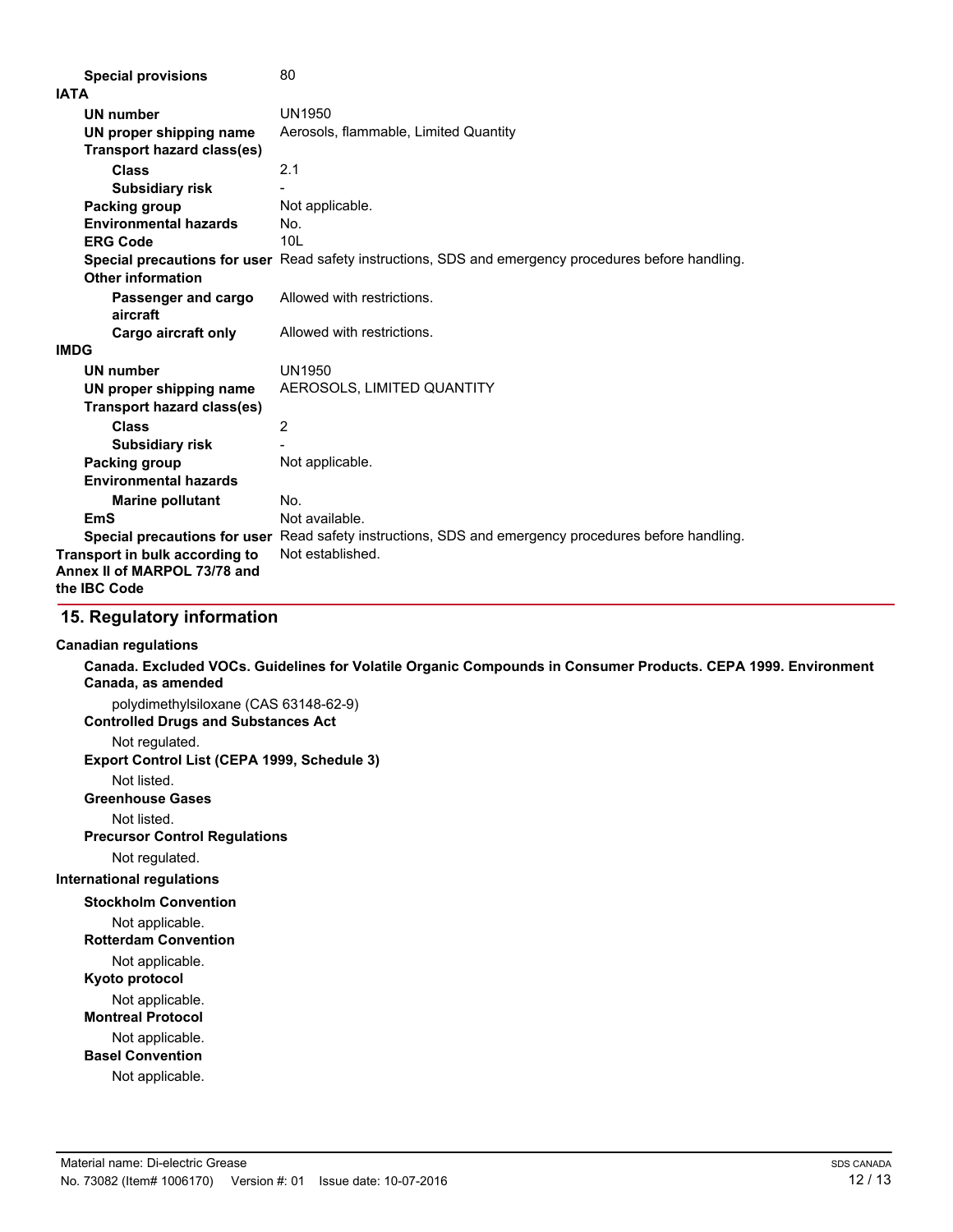| | |
|---|---|
| **Special provisions** | 80 |

**IATA**

| | |
|---|---|
| **UN number** | UN1950 |
| **UN proper shipping name** | Aerosols, flammable, Limited Quantity |
| **Transport hazard class(es)** | |
| **Class** | 2.1 |
| **Subsidiary risk** | - |
| **Packing group** | Not applicable. |
| **Environmental hazards** | No. |
| **ERG Code** | 10L |
| **Special precautions for user** | Read safety instructions, SDS and emergency procedures before handling. |
| **Other information** | |
| **Passenger and cargo aircraft** | Allowed with restrictions. |
| **Cargo aircraft only** | Allowed with restrictions. |

**IMDG**

| | |
|---|---|
| **UN number** | UN1950 |
| **UN proper shipping name** | AEROSOLS, LIMITED QUANTITY |
| **Transport hazard class(es)** | |
| **Class** | 2 |
| **Subsidiary risk** | - |
| **Packing group** | Not applicable. |
| **Environmental hazards** | |
| **Marine pollutant** | No. |
| **EmS** | Not available. |
| **Special precautions for user** | Read safety instructions, SDS and emergency procedures before handling. |

| | |
|---|---|
| **Transport in bulk according to Annex II of MARPOL 73/78 and the IBC Code** | Not established. |

## 15. Regulatory information

**Canadian regulations**

**Canada. Excluded VOCs. Guidelines for Volatile Organic Compounds in Consumer Products. CEPA 1999. Environment Canada, as amended**

polydimethylsiloxane (CAS 63148-62-9)

**Controlled Drugs and Substances Act**

Not regulated.

**Export Control List (CEPA 1999, Schedule 3)**

Not listed.

**Greenhouse Gases**

Not listed.

**Precursor Control Regulations**

Not regulated.

**International regulations**

**Stockholm Convention**

Not applicable.

**Rotterdam Convention**

Not applicable.

**Kyoto protocol**

Not applicable.

**Montreal Protocol**

Not applicable.

**Basel Convention**

Not applicable.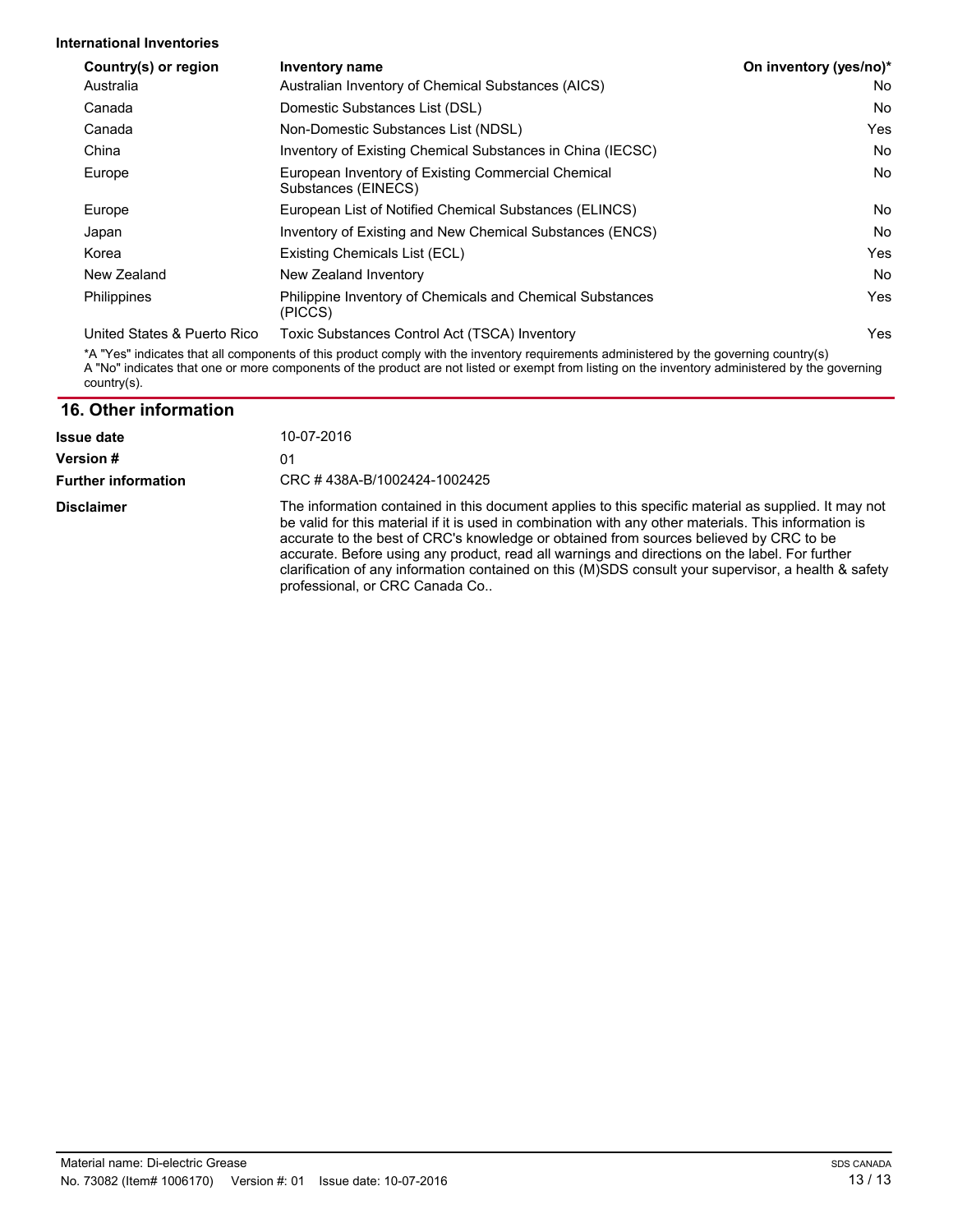**International Inventories**

| Country(s) or region | Inventory name | On inventory (yes/no)* |
|---|---|---|
| Australia | Australian Inventory of Chemical Substances (AICS) | No |
| Canada | Domestic Substances List (DSL) | No |
| Canada | Non-Domestic Substances List (NDSL) | Yes |
| China | Inventory of Existing Chemical Substances in China (IECSC) | No |
| Europe | European Inventory of Existing Commercial Chemical Substances (EINECS) | No |
| Europe | European List of Notified Chemical Substances (ELINCS) | No |
| Japan | Inventory of Existing and New Chemical Substances (ENCS) | No |
| Korea | Existing Chemicals List (ECL) | Yes |
| New Zealand | New Zealand Inventory | No |
| Philippines | Philippine Inventory of Chemicals and Chemical Substances (PICCS) | Yes |
| United States & Puerto Rico | Toxic Substances Control Act (TSCA) Inventory | Yes |

*A "Yes" indicates that all components of this product comply with the inventory requirements administered by the governing country(s)
A "No" indicates that one or more components of the product are not listed or exempt from listing on the inventory administered by the governing country(s).

## 16. Other information

**Issue date** 10-07-2016

**Version #** 01

**Further information** CRC # 438A-B/1002424-1002425

**Disclaimer** The information contained in this document applies to this specific material as supplied. It may not be valid for this material if it is used in combination with any other materials. This information is accurate to the best of CRC's knowledge or obtained from sources believed by CRC to be accurate. Before using any product, read all warnings and directions on the label. For further clarification of any information contained on this (M)SDS consult your supervisor, a health & safety professional, or CRC Canada Co..